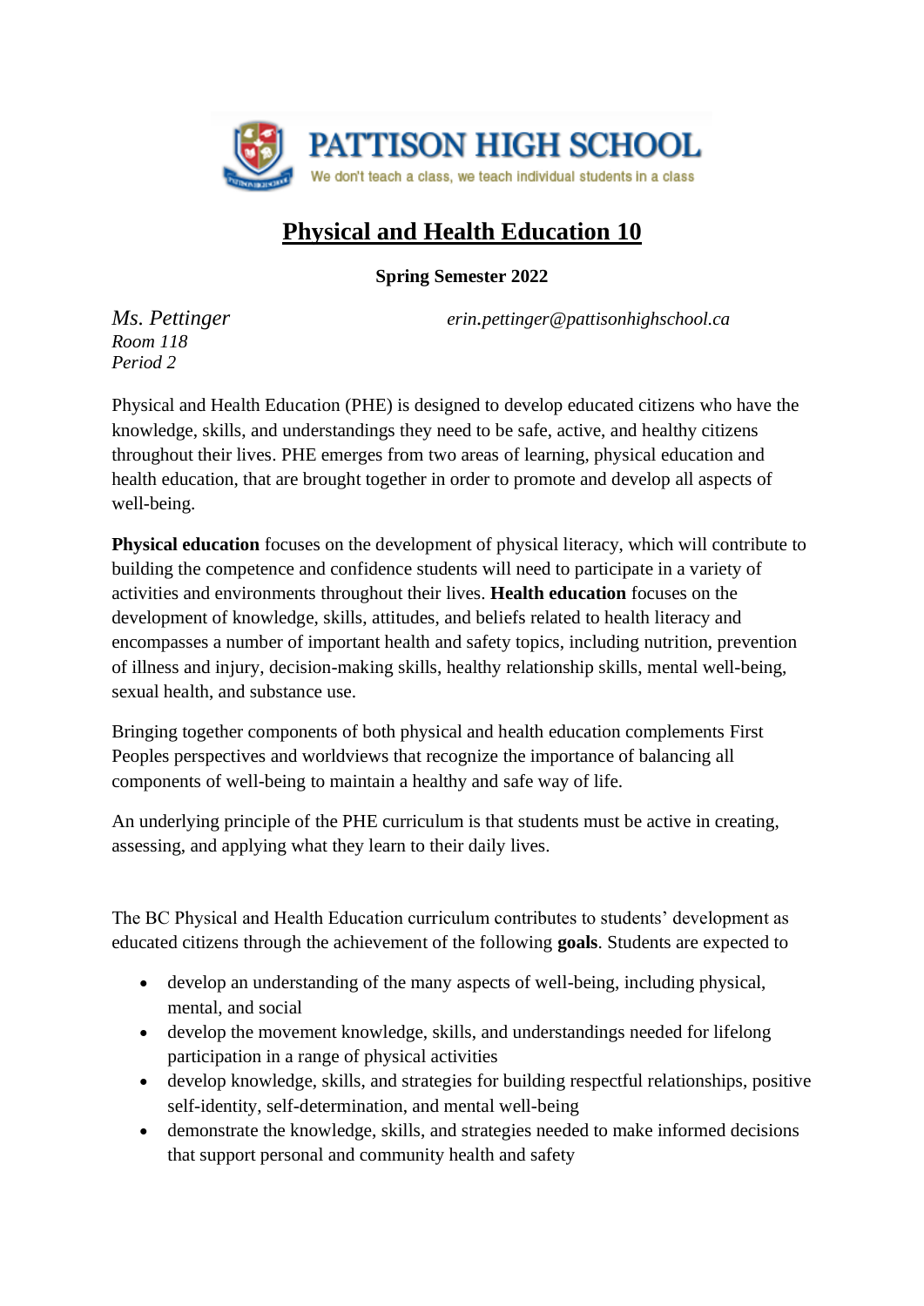PATTISON HIGH SCHOOL

We don't teach a class, we teach individual students in a class

# Physical and Health Education 10

**Spring Semester 2022**

*Ms. Pettinger* *erin.pettinger@pattisonhighschool.ca*
*Room 118*
*Period 2*

Physical and Health Education (PHE) is designed to develop educated citizens who have the knowledge, skills, and understandings they need to be safe, active, and healthy citizens throughout their lives. PHE emerges from two areas of learning, physical education and health education, that are brought together in order to promote and develop all aspects of well-being.

**Physical education** focuses on the development of physical literacy, which will contribute to building the competence and confidence students will need to participate in a variety of activities and environments throughout their lives. **Health education** focuses on the development of knowledge, skills, attitudes, and beliefs related to health literacy and encompasses a number of important health and safety topics, including nutrition, prevention of illness and injury, decision-making skills, healthy relationship skills, mental well-being, sexual health, and substance use.

Bringing together components of both physical and health education complements First Peoples perspectives and worldviews that recognize the importance of balancing all components of well-being to maintain a healthy and safe way of life.

An underlying principle of the PHE curriculum is that students must be active in creating, assessing, and applying what they learn to their daily lives.

The BC Physical and Health Education curriculum contributes to students' development as educated citizens through the achievement of the following **goals**. Students are expected to

- develop an understanding of the many aspects of well-being, including physical, mental, and social
- develop the movement knowledge, skills, and understandings needed for lifelong participation in a range of physical activities
- develop knowledge, skills, and strategies for building respectful relationships, positive self-identity, self-determination, and mental well-being
- demonstrate the knowledge, skills, and strategies needed to make informed decisions that support personal and community health and safety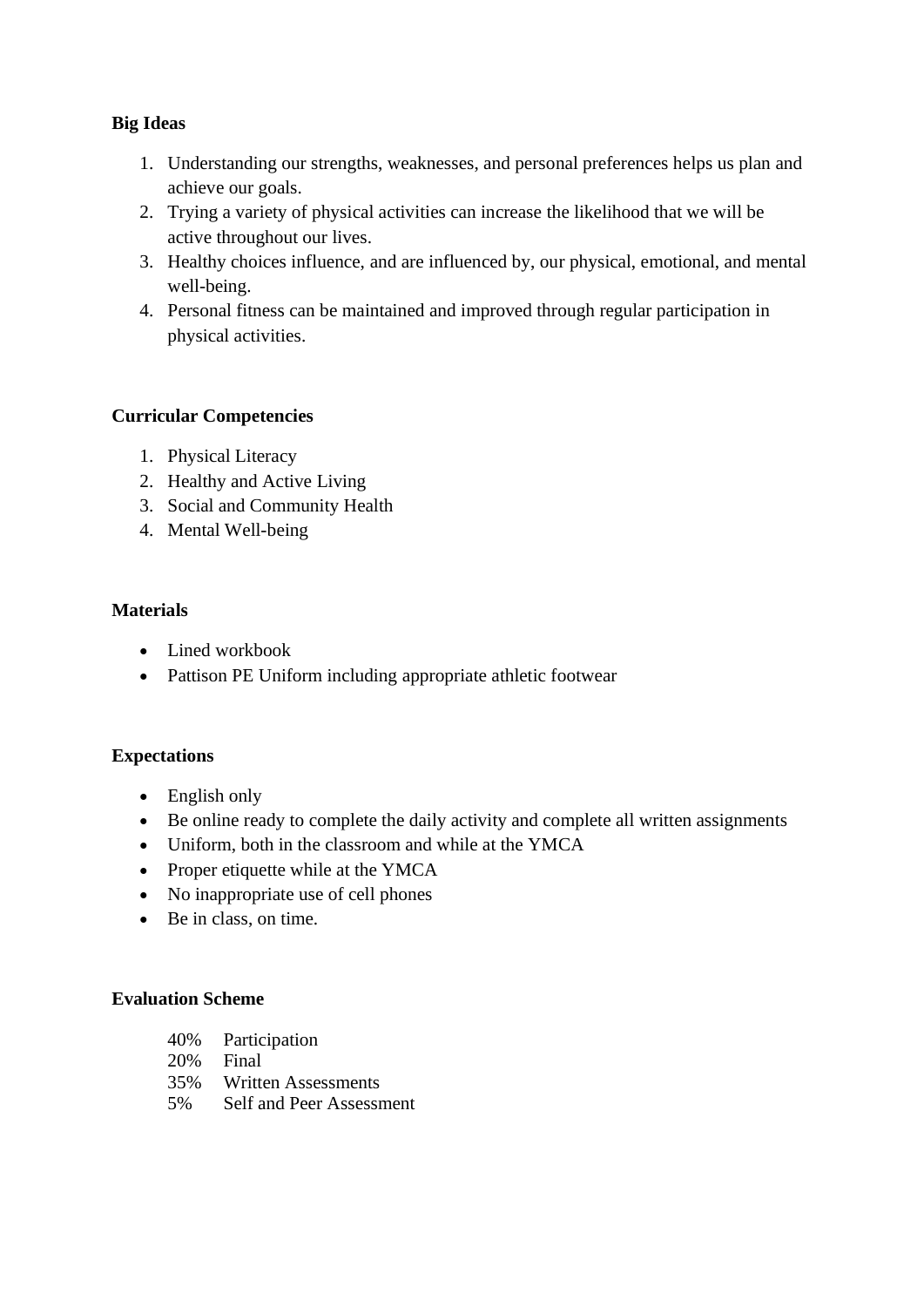**Big Ideas**

1. Understanding our strengths, weaknesses, and personal preferences helps us plan and achieve our goals.
2. Trying a variety of physical activities can increase the likelihood that we will be active throughout our lives.
3. Healthy choices influence, and are influenced by, our physical, emotional, and mental well-being.
4. Personal fitness can be maintained and improved through regular participation in physical activities.

**Curricular Competencies**

1. Physical Literacy
2. Healthy and Active Living
3. Social and Community Health
4. Mental Well-being

**Materials**

- Lined workbook
- Pattison PE Uniform including appropriate athletic footwear

**Expectations**

- English only
- Be online ready to complete the daily activity and complete all written assignments
- Uniform, both in the classroom and while at the YMCA
- Proper etiquette while at the YMCA
- No inappropriate use of cell phones
- Be in class, on time.

**Evaluation Scheme**

| | |
|---|---|
| 40% | Participation |
| 20% | Final |
| 35% | Written Assessments |
| 5% | Self and Peer Assessment |